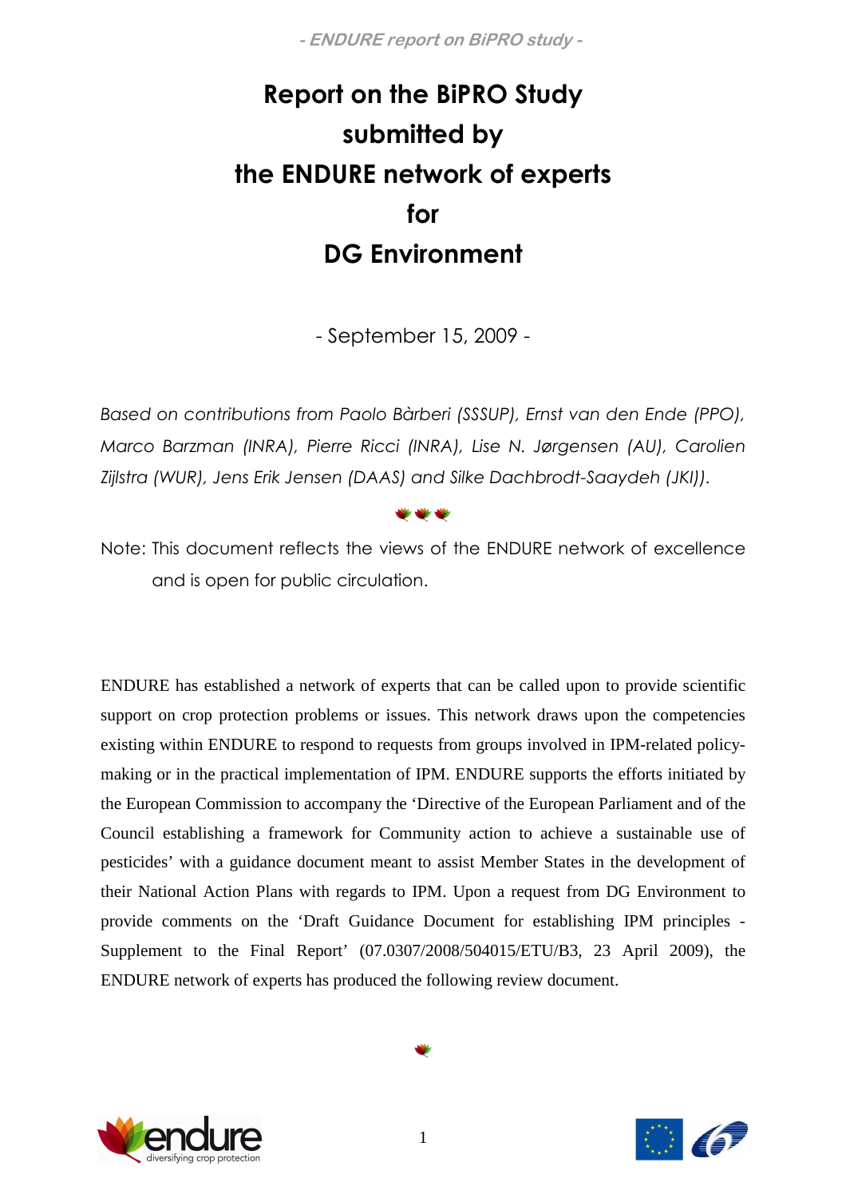# Report on the BiPRO Study submitted by the ENDURE network of experts for DG Environment

- September 15, 2009 -

*Based on contributions from Paolo Bàrberi (SSSUP), Ernst van den Ende (PPO), Marco Barzman (INRA), Pierre Ricci (INRA), Lise N. Jørgensen (AU), Carolien Zijlstra (WUR), Jens Erik Jensen (DAAS) and Silke Dachbrodt-Saaydeh (JKI)).*

Note: This document reflects the views of the ENDURE network of excellence and is open for public circulation.

ENDURE has established a network of experts that can be called upon to provide scientific support on crop protection problems or issues. This network draws upon the competencies existing within ENDURE to respond to requests from groups involved in IPM-related policy-making or in the practical implementation of IPM. ENDURE supports the efforts initiated by the European Commission to accompany the 'Directive of the European Parliament and of the Council establishing a framework for Community action to achieve a sustainable use of pesticides' with a guidance document meant to assist Member States in the development of their National Action Plans with regards to IPM. Upon a request from DG Environment to provide comments on the 'Draft Guidance Document for establishing IPM principles - Supplement to the Final Report' (07.0307/2008/504015/ETU/B3, 23 April 2009), the ENDURE network of experts has produced the following review document.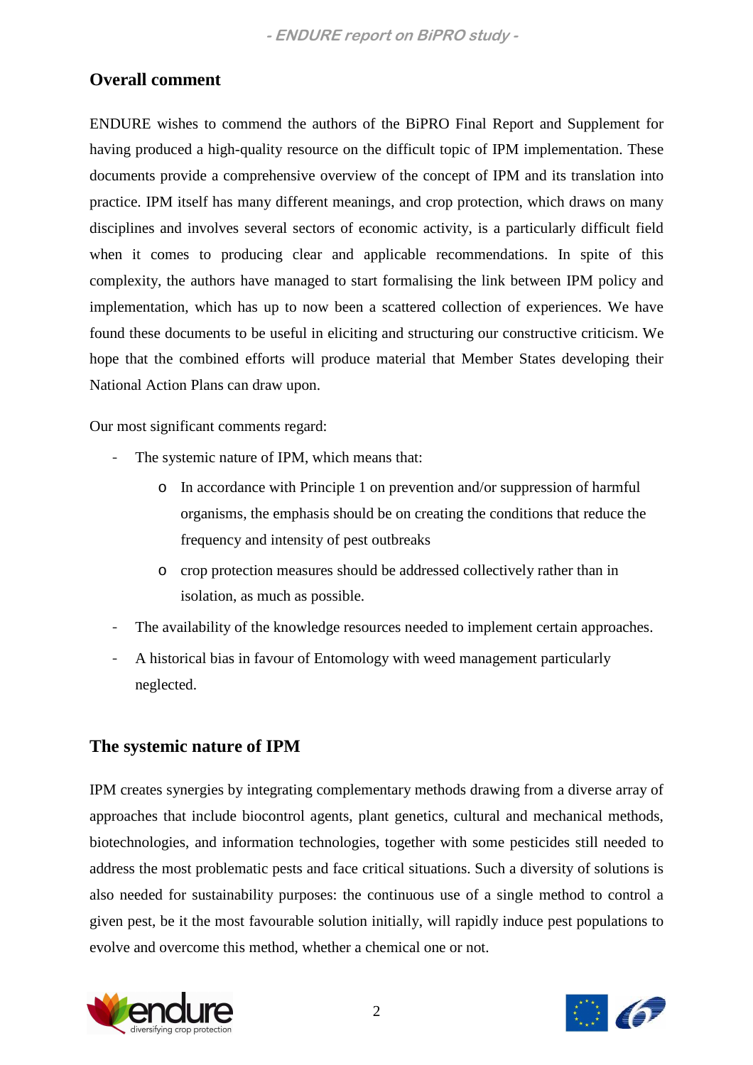## Overall comment

ENDURE wishes to commend the authors of the BiPRO Final Report and Supplement for having produced a high-quality resource on the difficult topic of IPM implementation. These documents provide a comprehensive overview of the concept of IPM and its translation into practice. IPM itself has many different meanings, and crop protection, which draws on many disciplines and involves several sectors of economic activity, is a particularly difficult field when it comes to producing clear and applicable recommendations. In spite of this complexity, the authors have managed to start formalising the link between IPM policy and implementation, which has up to now been a scattered collection of experiences. We have found these documents to be useful in eliciting and structuring our constructive criticism. We hope that the combined efforts will produce material that Member States developing their National Action Plans can draw upon.

Our most significant comments regard:

- The systemic nature of IPM, which means that:
  - In accordance with Principle 1 on prevention and/or suppression of harmful organisms, the emphasis should be on creating the conditions that reduce the frequency and intensity of pest outbreaks
  - crop protection measures should be addressed collectively rather than in isolation, as much as possible.
- The availability of the knowledge resources needed to implement certain approaches.
- A historical bias in favour of Entomology with weed management particularly neglected.

## The systemic nature of IPM

IPM creates synergies by integrating complementary methods drawing from a diverse array of approaches that include biocontrol agents, plant genetics, cultural and mechanical methods, biotechnologies, and information technologies, together with some pesticides still needed to address the most problematic pests and face critical situations. Such a diversity of solutions is also needed for sustainability purposes: the continuous use of a single method to control a given pest, be it the most favourable solution initially, will rapidly induce pest populations to evolve and overcome this method, whether a chemical one or not.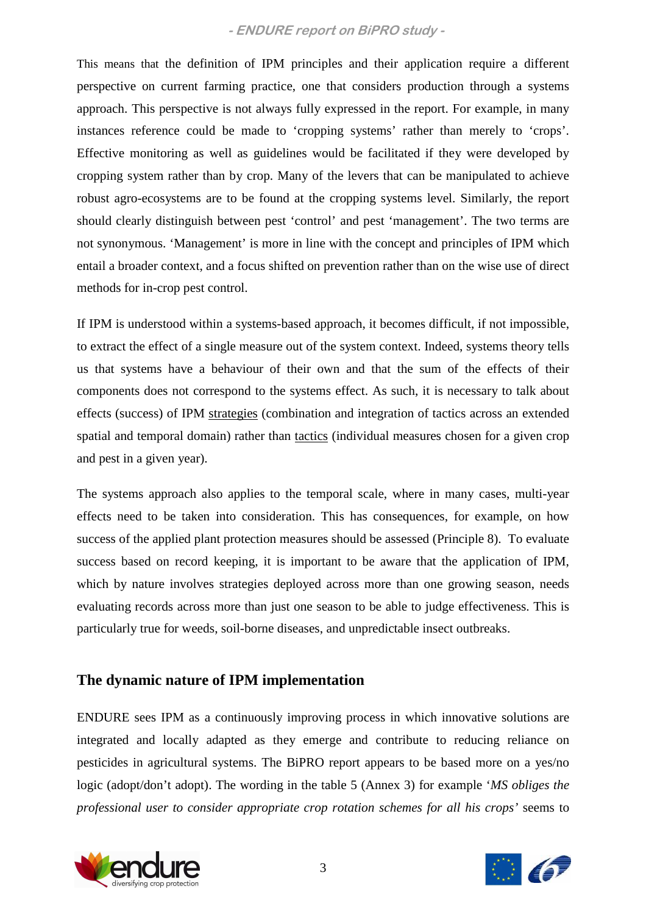This means that the definition of IPM principles and their application require a different perspective on current farming practice, one that considers production through a systems approach. This perspective is not always fully expressed in the report. For example, in many instances reference could be made to 'cropping systems' rather than merely to 'crops'. Effective monitoring as well as guidelines would be facilitated if they were developed by cropping system rather than by crop. Many of the levers that can be manipulated to achieve robust agro-ecosystems are to be found at the cropping systems level. Similarly, the report should clearly distinguish between pest 'control' and pest 'management'. The two terms are not synonymous. 'Management' is more in line with the concept and principles of IPM which entail a broader context, and a focus shifted on prevention rather than on the wise use of direct methods for in-crop pest control.

If IPM is understood within a systems-based approach, it becomes difficult, if not impossible, to extract the effect of a single measure out of the system context. Indeed, systems theory tells us that systems have a behaviour of their own and that the sum of the effects of their components does not correspond to the systems effect. As such, it is necessary to talk about effects (success) of IPM strategies (combination and integration of tactics across an extended spatial and temporal domain) rather than tactics (individual measures chosen for a given crop and pest in a given year).

The systems approach also applies to the temporal scale, where in many cases, multi-year effects need to be taken into consideration. This has consequences, for example, on how success of the applied plant protection measures should be assessed (Principle 8). To evaluate success based on record keeping, it is important to be aware that the application of IPM, which by nature involves strategies deployed across more than one growing season, needs evaluating records across more than just one season to be able to judge effectiveness. This is particularly true for weeds, soil-borne diseases, and unpredictable insect outbreaks.

## The dynamic nature of IPM implementation

ENDURE sees IPM as a continuously improving process in which innovative solutions are integrated and locally adapted as they emerge and contribute to reducing reliance on pesticides in agricultural systems. The BiPRO report appears to be based more on a yes/no logic (adopt/don't adopt). The wording in the table 5 (Annex 3) for example '*MS obliges the professional user to consider appropriate crop rotation schemes for all his crops*' seems to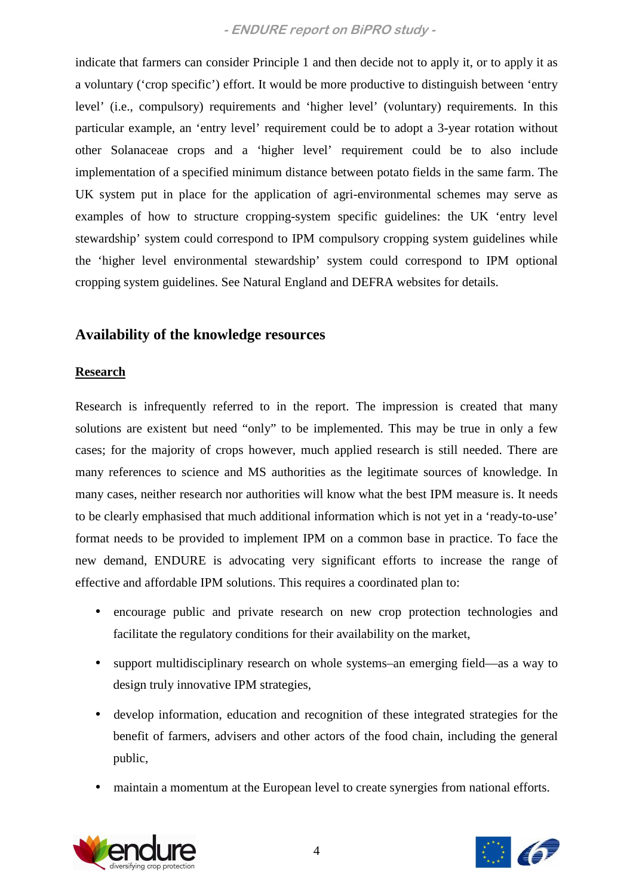indicate that farmers can consider Principle 1 and then decide not to apply it, or to apply it as a voluntary ('crop specific') effort. It would be more productive to distinguish between 'entry level' (i.e., compulsory) requirements and 'higher level' (voluntary) requirements. In this particular example, an 'entry level' requirement could be to adopt a 3-year rotation without other Solanaceae crops and a 'higher level' requirement could be to also include implementation of a specified minimum distance between potato fields in the same farm. The UK system put in place for the application of agri-environmental schemes may serve as examples of how to structure cropping-system specific guidelines: the UK 'entry level stewardship' system could correspond to IPM compulsory cropping system guidelines while the 'higher level environmental stewardship' system could correspond to IPM optional cropping system guidelines. See Natural England and DEFRA websites for details.

## Availability of the knowledge resources

### Research

Research is infrequently referred to in the report. The impression is created that many solutions are existent but need "only" to be implemented. This may be true in only a few cases; for the majority of crops however, much applied research is still needed. There are many references to science and MS authorities as the legitimate sources of knowledge. In many cases, neither research nor authorities will know what the best IPM measure is. It needs to be clearly emphasised that much additional information which is not yet in a 'ready-to-use' format needs to be provided to implement IPM on a common base in practice. To face the new demand, ENDURE is advocating very significant efforts to increase the range of effective and affordable IPM solutions. This requires a coordinated plan to:

- encourage public and private research on new crop protection technologies and facilitate the regulatory conditions for their availability on the market,
- support multidisciplinary research on whole systems–an emerging field—as a way to design truly innovative IPM strategies,
- develop information, education and recognition of these integrated strategies for the benefit of farmers, advisers and other actors of the food chain, including the general public,
- maintain a momentum at the European level to create synergies from national efforts.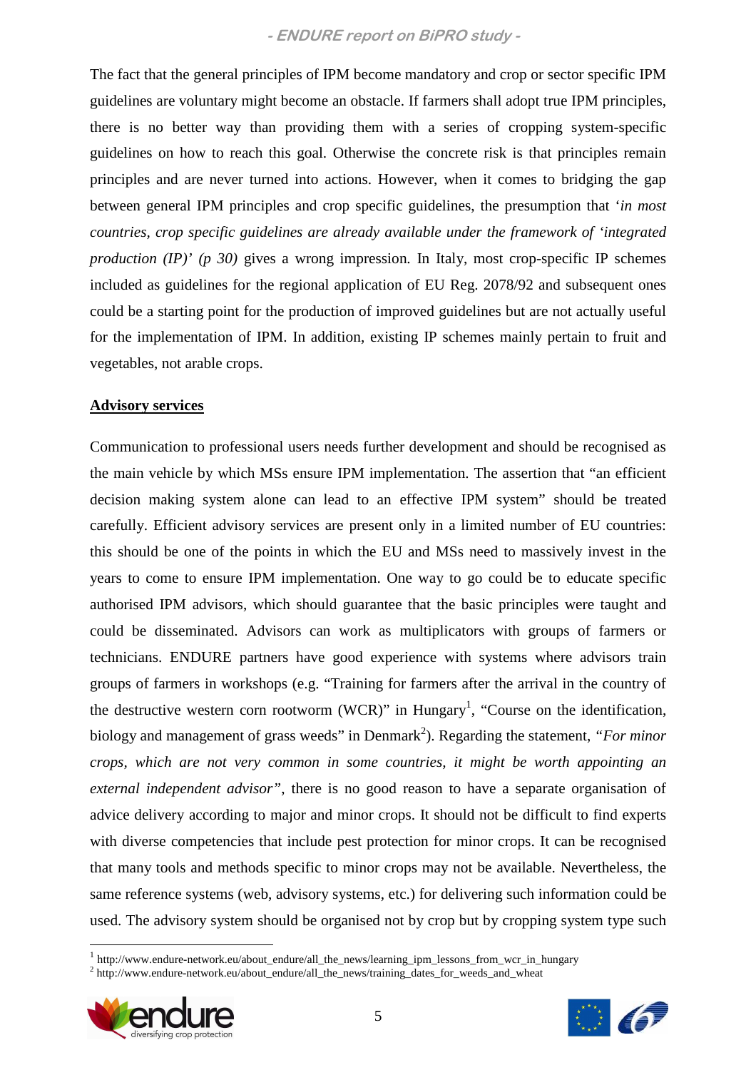The fact that the general principles of IPM become mandatory and crop or sector specific IPM guidelines are voluntary might become an obstacle. If farmers shall adopt true IPM principles, there is no better way than providing them with a series of cropping system-specific guidelines on how to reach this goal. Otherwise the concrete risk is that principles remain principles and are never turned into actions. However, when it comes to bridging the gap between general IPM principles and crop specific guidelines, the presumption that '*in most countries, crop specific guidelines are already available under the framework of 'integrated production (IP)' (p 30)* gives a wrong impression. In Italy, most crop-specific IP schemes included as guidelines for the regional application of EU Reg. 2078/92 and subsequent ones could be a starting point for the production of improved guidelines but are not actually useful for the implementation of IPM. In addition, existing IP schemes mainly pertain to fruit and vegetables, not arable crops.

**Advisory services**

Communication to professional users needs further development and should be recognised as the main vehicle by which MSs ensure IPM implementation. The assertion that "an efficient decision making system alone can lead to an effective IPM system" should be treated carefully. Efficient advisory services are present only in a limited number of EU countries: this should be one of the points in which the EU and MSs need to massively invest in the years to come to ensure IPM implementation. One way to go could be to educate specific authorised IPM advisors, which should guarantee that the basic principles were taught and could be disseminated. Advisors can work as multiplicators with groups of farmers or technicians. ENDURE partners have good experience with systems where advisors train groups of farmers in workshops (e.g. "Training for farmers after the arrival in the country of the destructive western corn rootworm (WCR)" in Hungary[1], "Course on the identification, biology and management of grass weeds" in Denmark[2]). Regarding the statement, *"For minor crops, which are not very common in some countries, it might be worth appointing an external independent advisor"*, there is no good reason to have a separate organisation of advice delivery according to major and minor crops. It should not be difficult to find experts with diverse competencies that include pest protection for minor crops. It can be recognised that many tools and methods specific to minor crops may not be available. Nevertheless, the same reference systems (web, advisory systems, etc.) for delivering such information could be used. The advisory system should be organised not by crop but by cropping system type such

[1] http://www.endure-network.eu/about_endure/all_the_news/learning_ipm_lessons_from_wcr_in_hungary

[2] http://www.endure-network.eu/about_endure/all_the_news/training_dates_for_weeds_and_wheat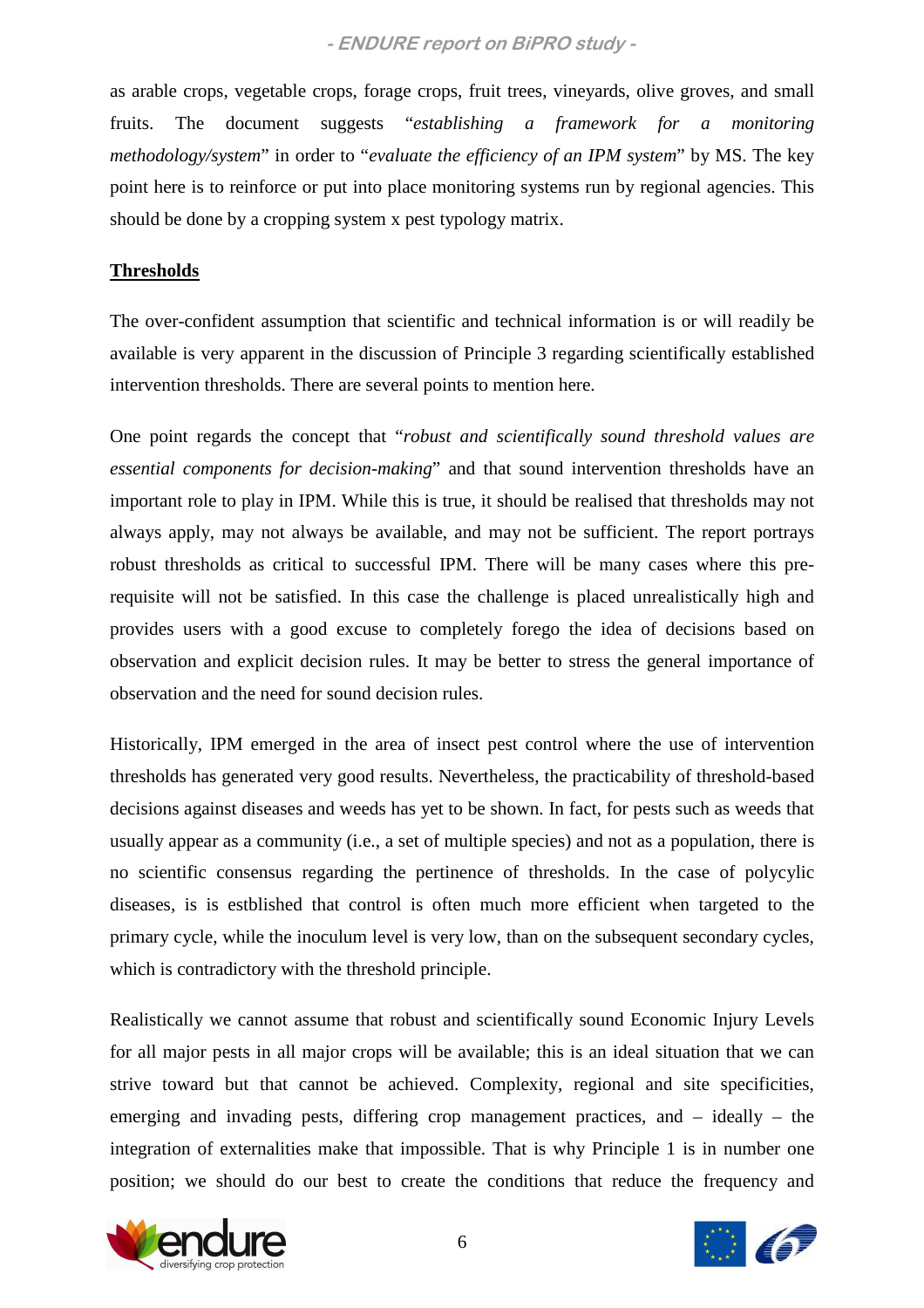as arable crops, vegetable crops, forage crops, fruit trees, vineyards, olive groves, and small fruits. The document suggests "*establishing a framework for a monitoring methodology/system*" in order to "*evaluate the efficiency of an IPM system*" by MS. The key point here is to reinforce or put into place monitoring systems run by regional agencies. This should be done by a cropping system x pest typology matrix.

**Thresholds**

The over-confident assumption that scientific and technical information is or will readily be available is very apparent in the discussion of Principle 3 regarding scientifically established intervention thresholds. There are several points to mention here.

One point regards the concept that "*robust and scientifically sound threshold values are essential components for decision-making*" and that sound intervention thresholds have an important role to play in IPM. While this is true, it should be realised that thresholds may not always apply, may not always be available, and may not be sufficient. The report portrays robust thresholds as critical to successful IPM. There will be many cases where this pre-requisite will not be satisfied. In this case the challenge is placed unrealistically high and provides users with a good excuse to completely forego the idea of decisions based on observation and explicit decision rules. It may be better to stress the general importance of observation and the need for sound decision rules.

Historically, IPM emerged in the area of insect pest control where the use of intervention thresholds has generated very good results. Nevertheless, the practicability of threshold-based decisions against diseases and weeds has yet to be shown. In fact, for pests such as weeds that usually appear as a community (i.e., a set of multiple species) and not as a population, there is no scientific consensus regarding the pertinence of thresholds. In the case of polycylic diseases, is is estblished that control is often much more efficient when targeted to the primary cycle, while the inoculum level is very low, than on the subsequent secondary cycles, which is contradictory with the threshold principle.

Realistically we cannot assume that robust and scientifically sound Economic Injury Levels for all major pests in all major crops will be available; this is an ideal situation that we can strive toward but that cannot be achieved. Complexity, regional and site specificities, emerging and invading pests, differing crop management practices, and – ideally – the integration of externalities make that impossible. That is why Principle 1 is in number one position; we should do our best to create the conditions that reduce the frequency and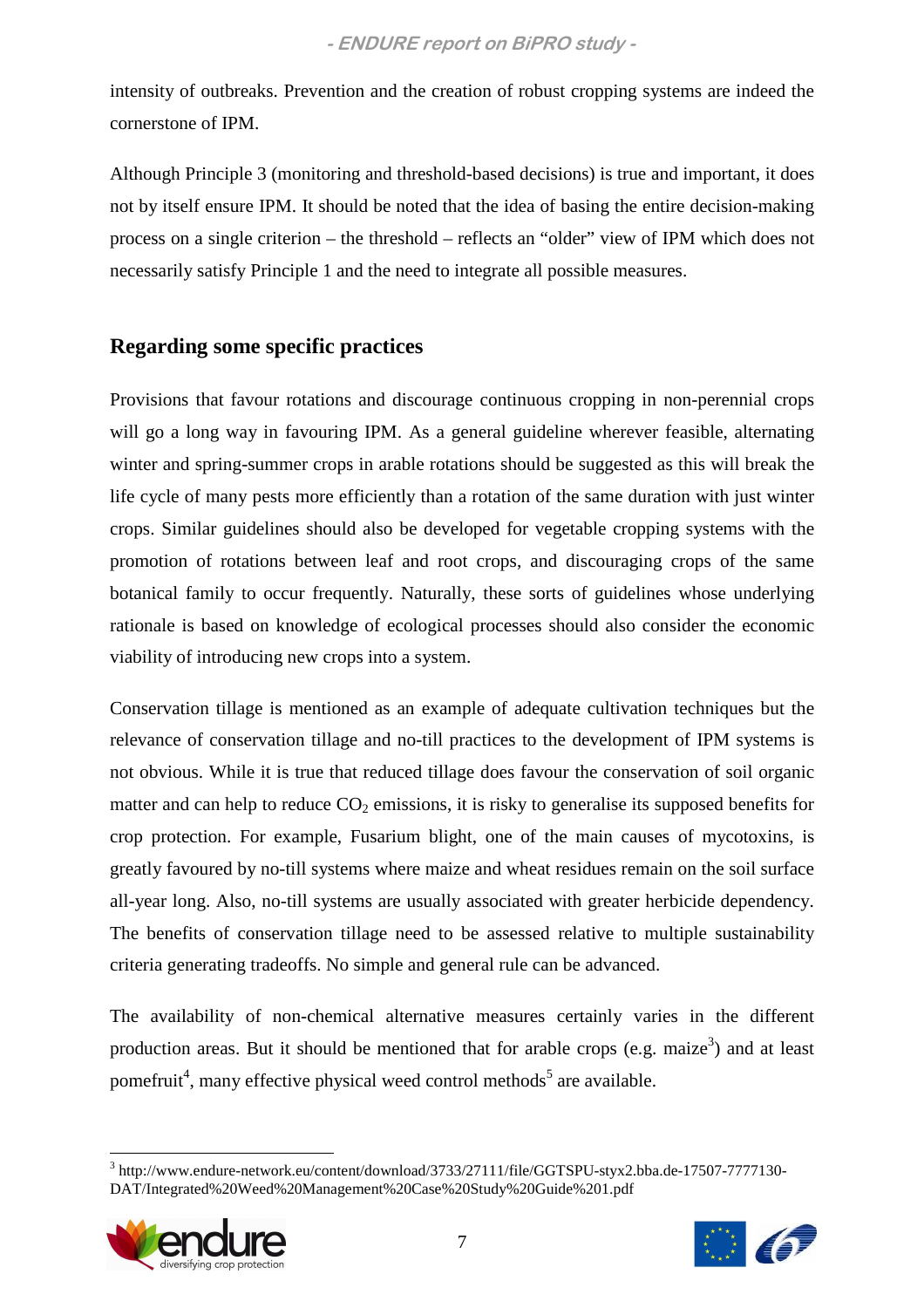intensity of outbreaks. Prevention and the creation of robust cropping systems are indeed the cornerstone of IPM.

Although Principle 3 (monitoring and threshold-based decisions) is true and important, it does not by itself ensure IPM. It should be noted that the idea of basing the entire decision-making process on a single criterion – the threshold – reflects an "older" view of IPM which does not necessarily satisfy Principle 1 and the need to integrate all possible measures.

## Regarding some specific practices

Provisions that favour rotations and discourage continuous cropping in non-perennial crops will go a long way in favouring IPM. As a general guideline wherever feasible, alternating winter and spring-summer crops in arable rotations should be suggested as this will break the life cycle of many pests more efficiently than a rotation of the same duration with just winter crops. Similar guidelines should also be developed for vegetable cropping systems with the promotion of rotations between leaf and root crops, and discouraging crops of the same botanical family to occur frequently. Naturally, these sorts of guidelines whose underlying rationale is based on knowledge of ecological processes should also consider the economic viability of introducing new crops into a system.

Conservation tillage is mentioned as an example of adequate cultivation techniques but the relevance of conservation tillage and no-till practices to the development of IPM systems is not obvious. While it is true that reduced tillage does favour the conservation of soil organic matter and can help to reduce $CO_2$ emissions, it is risky to generalise its supposed benefits for crop protection. For example, Fusarium blight, one of the main causes of mycotoxins, is greatly favoured by no-till systems where maize and wheat residues remain on the soil surface all-year long. Also, no-till systems are usually associated with greater herbicide dependency. The benefits of conservation tillage need to be assessed relative to multiple sustainability criteria generating tradeoffs. No simple and general rule can be advanced.

The availability of non-chemical alternative measures certainly varies in the different production areas. But it should be mentioned that for arable crops (e.g. maize[3]) and at least pomefruit[4], many effective physical weed control methods[5] are available.

---

[3] http://www.endure-network.eu/content/download/3733/27111/file/GGTSPU-styx2.bba.de-17507-7777130-DAT/Integrated%20Weed%20Management%20Case%20Study%20Guide%201.pdf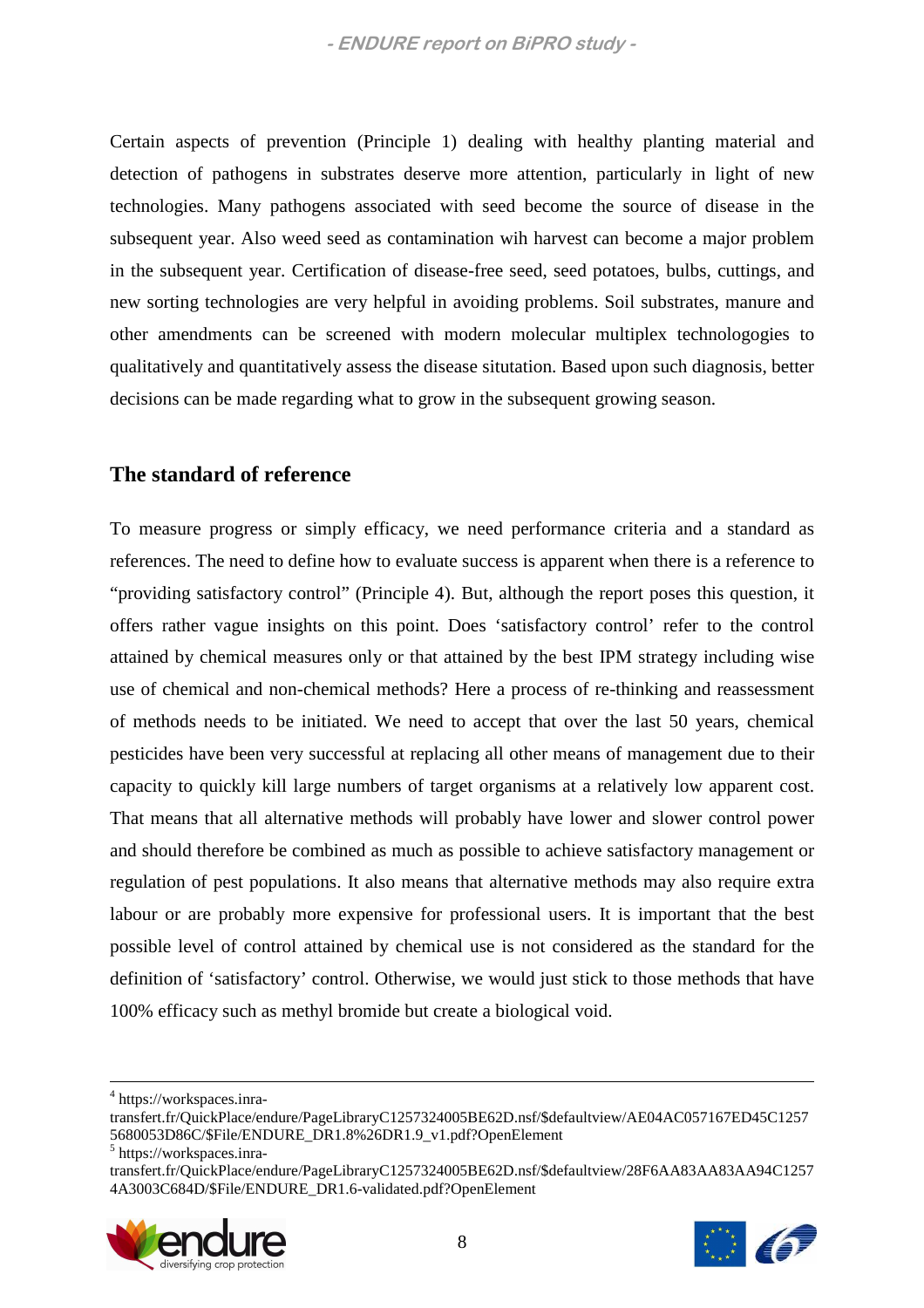Certain aspects of prevention (Principle 1) dealing with healthy planting material and detection of pathogens in substrates deserve more attention, particularly in light of new technologies. Many pathogens associated with seed become the source of disease in the subsequent year. Also weed seed as contamination wih harvest can become a major problem in the subsequent year. Certification of disease-free seed, seed potatoes, bulbs, cuttings, and new sorting technologies are very helpful in avoiding problems. Soil substrates, manure and other amendments can be screened with modern molecular multiplex technologogies to qualitatively and quantitatively assess the disease situtation. Based upon such diagnosis, better decisions can be made regarding what to grow in the subsequent growing season.

## The standard of reference

To measure progress or simply efficacy, we need performance criteria and a standard as references. The need to define how to evaluate success is apparent when there is a reference to "providing satisfactory control" (Principle 4). But, although the report poses this question, it offers rather vague insights on this point. Does 'satisfactory control' refer to the control attained by chemical measures only or that attained by the best IPM strategy including wise use of chemical and non-chemical methods? Here a process of re-thinking and reassessment of methods needs to be initiated. We need to accept that over the last 50 years, chemical pesticides have been very successful at replacing all other means of management due to their capacity to quickly kill large numbers of target organisms at a relatively low apparent cost. That means that all alternative methods will probably have lower and slower control power and should therefore be combined as much as possible to achieve satisfactory management or regulation of pest populations. It also means that alternative methods may also require extra labour or are probably more expensive for professional users. It is important that the best possible level of control attained by chemical use is not considered as the standard for the definition of 'satisfactory' control. Otherwise, we would just stick to those methods that have 100% efficacy such as methyl bromide but create a biological void.

---

[4] https://workspaces.inra-transfert.fr/QuickPlace/endure/PageLibraryC1257324005BE62D.nsf/$defaultview/AE04AC057167ED45C12575680053D86C/$File/ENDURE_DR1.8%26DR1.9_v1.pdf?OpenElement

[5] https://workspaces.inra-transfert.fr/QuickPlace/endure/PageLibraryC1257324005BE62D.nsf/$defaultview/28F6AA83AA83AA94C12574A3003C684D/$File/ENDURE_DR1.6-validated.pdf?OpenElement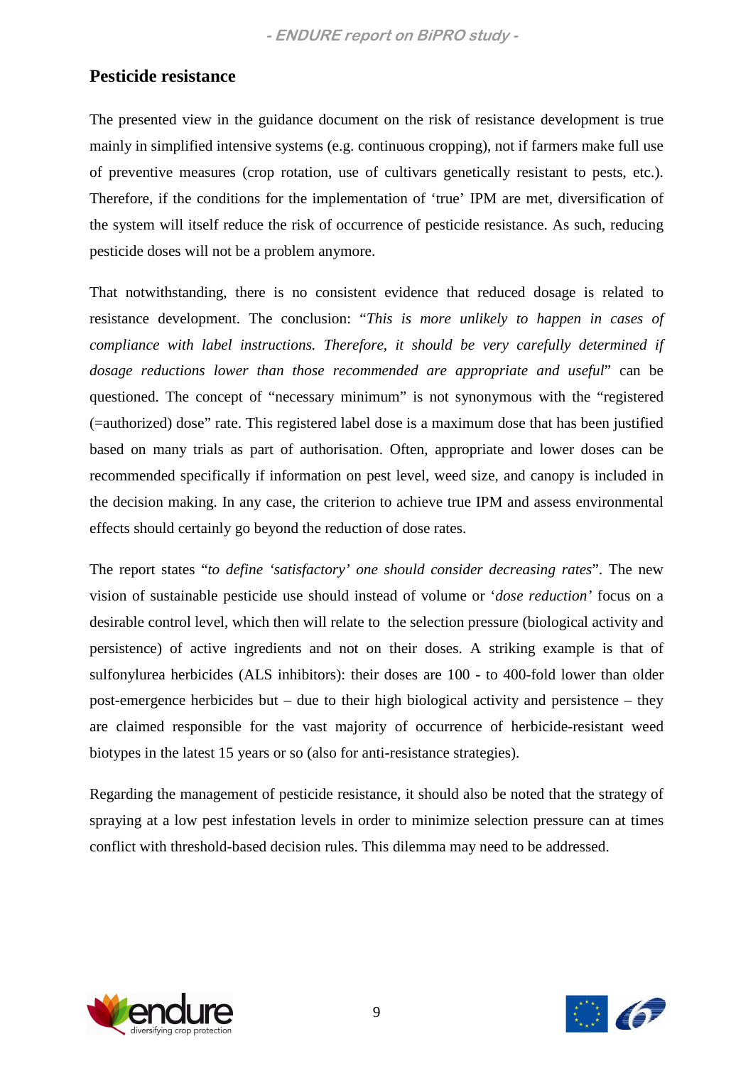## Pesticide resistance

The presented view in the guidance document on the risk of resistance development is true mainly in simplified intensive systems (e.g. continuous cropping), not if farmers make full use of preventive measures (crop rotation, use of cultivars genetically resistant to pests, etc.). Therefore, if the conditions for the implementation of 'true' IPM are met, diversification of the system will itself reduce the risk of occurrence of pesticide resistance. As such, reducing pesticide doses will not be a problem anymore.

That notwithstanding, there is no consistent evidence that reduced dosage is related to resistance development. The conclusion: "*This is more unlikely to happen in cases of compliance with label instructions. Therefore, it should be very carefully determined if dosage reductions lower than those recommended are appropriate and useful*" can be questioned. The concept of "necessary minimum" is not synonymous with the "registered (=authorized) dose" rate. This registered label dose is a maximum dose that has been justified based on many trials as part of authorisation. Often, appropriate and lower doses can be recommended specifically if information on pest level, weed size, and canopy is included in the decision making. In any case, the criterion to achieve true IPM and assess environmental effects should certainly go beyond the reduction of dose rates.

The report states "*to define 'satisfactory' one should consider decreasing rates*". The new vision of sustainable pesticide use should instead of volume or '*dose reduction'* focus on a desirable control level, which then will relate to the selection pressure (biological activity and persistence) of active ingredients and not on their doses. A striking example is that of sulfonylurea herbicides (ALS inhibitors): their doses are 100 - to 400-fold lower than older post-emergence herbicides but – due to their high biological activity and persistence – they are claimed responsible for the vast majority of occurrence of herbicide-resistant weed biotypes in the latest 15 years or so (also for anti-resistance strategies).

Regarding the management of pesticide resistance, it should also be noted that the strategy of spraying at a low pest infestation levels in order to minimize selection pressure can at times conflict with threshold-based decision rules. This dilemma may need to be addressed.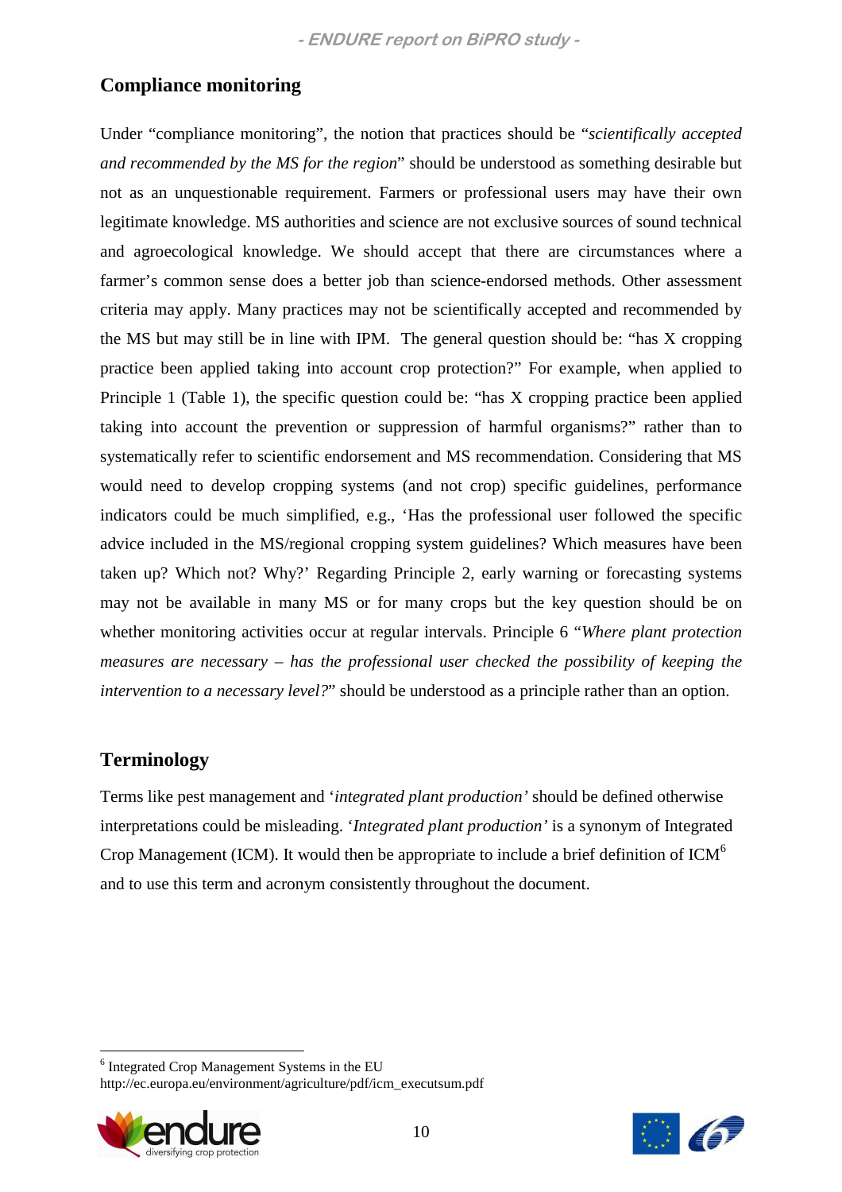## Compliance monitoring

Under "compliance monitoring", the notion that practices should be "*scientifically accepted and recommended by the MS for the region*" should be understood as something desirable but not as an unquestionable requirement. Farmers or professional users may have their own legitimate knowledge. MS authorities and science are not exclusive sources of sound technical and agroecological knowledge. We should accept that there are circumstances where a farmer's common sense does a better job than science-endorsed methods. Other assessment criteria may apply. Many practices may not be scientifically accepted and recommended by the MS but may still be in line with IPM. The general question should be: "has X cropping practice been applied taking into account crop protection?" For example, when applied to Principle 1 (Table 1), the specific question could be: "has X cropping practice been applied taking into account the prevention or suppression of harmful organisms?" rather than to systematically refer to scientific endorsement and MS recommendation. Considering that MS would need to develop cropping systems (and not crop) specific guidelines, performance indicators could be much simplified, e.g., 'Has the professional user followed the specific advice included in the MS/regional cropping system guidelines? Which measures have been taken up? Which not? Why?' Regarding Principle 2, early warning or forecasting systems may not be available in many MS or for many crops but the key question should be on whether monitoring activities occur at regular intervals. Principle 6 "*Where plant protection measures are necessary – has the professional user checked the possibility of keeping the intervention to a necessary level?*" should be understood as a principle rather than an option.

## Terminology

Terms like pest management and '*integrated plant production'* should be defined otherwise interpretations could be misleading. '*Integrated plant production'* is a synonym of Integrated Crop Management (ICM). It would then be appropriate to include a brief definition of ICM[6] and to use this term and acronym consistently throughout the document.

[6] Integrated Crop Management Systems in the EU
http://ec.europa.eu/environment/agriculture/pdf/icm_executsum.pdf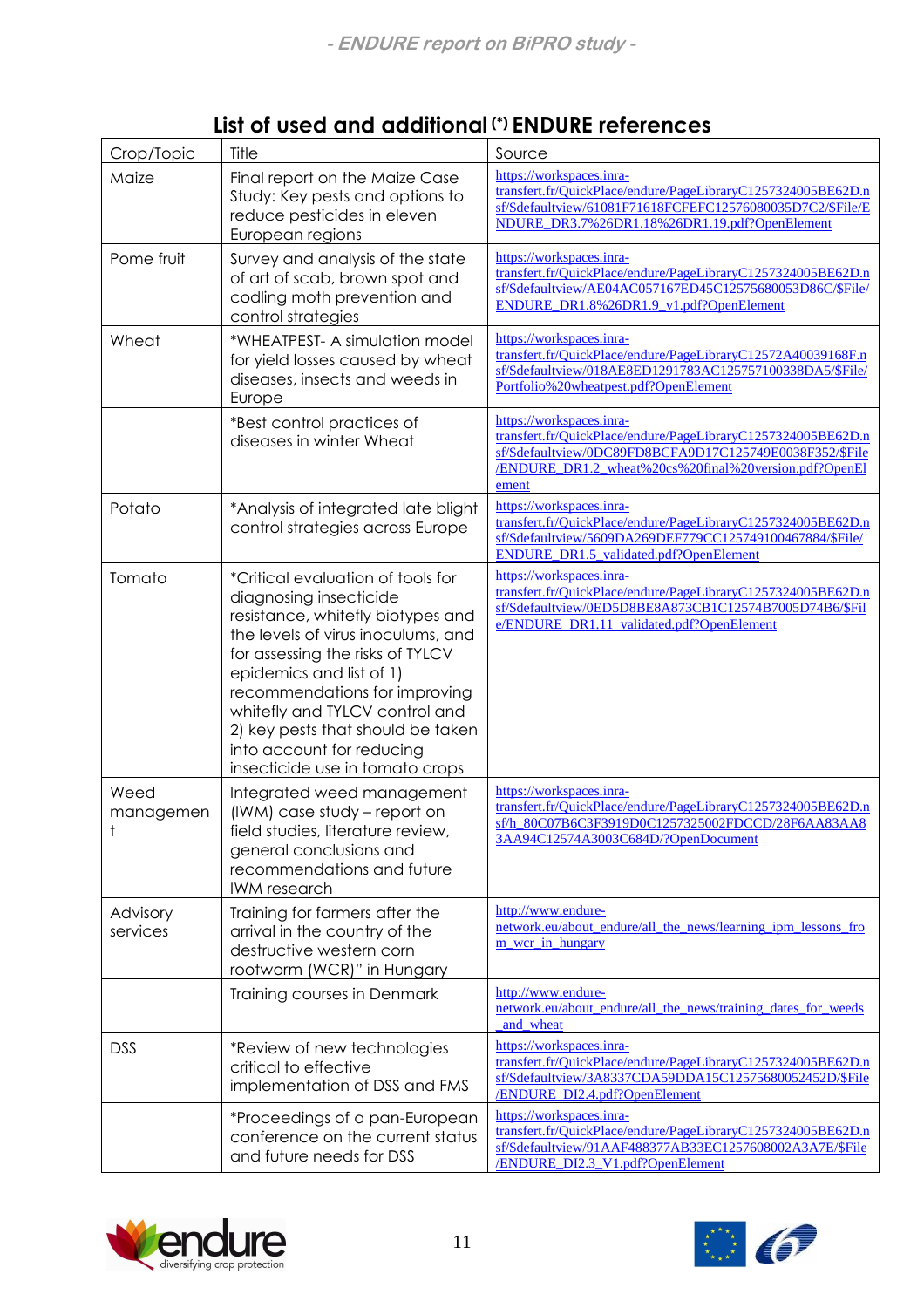## List of used and additional (*) ENDURE references

| Crop/Topic | Title | Source |
|---|---|---|
| Maize | Final report on the Maize Case Study: Key pests and options to reduce pesticides in eleven European regions | https://workspaces.inra-transfert.fr/QuickPlace/endure/PageLibraryC1257324005BE62D.nsf/$defaultview/61081F71618FCFEFC12576080035D7C2/$File/ENDURE_DR3.7%26DR1.18%26DR1.19.pdf?OpenElement |
| Pome fruit | Survey and analysis of the state of art of scab, brown spot and codling moth prevention and control strategies | https://workspaces.inra-transfert.fr/QuickPlace/endure/PageLibraryC1257324005BE62D.nsf/$defaultview/AE04AC057167ED45C12575680053D86C/$File/ENDURE_DR1.8%26DR1.9_v1.pdf?OpenElement |
| Wheat | *WHEATPEST- A simulation model for yield losses caused by wheat diseases, insects and weeds in Europe | https://workspaces.inra-transfert.fr/QuickPlace/endure/PageLibraryC12572A40039168F.nsf/$defaultview/018AE8ED1291783AC125757100338DA5/$File/Portfolio%20wheatpest.pdf?OpenElement |
| | *Best control practices of diseases in winter Wheat | https://workspaces.inra-transfert.fr/QuickPlace/endure/PageLibraryC1257324005BE62D.nsf/$defaultview/0DC89FD8BCFA9D17C125749E0038F352/$File/ENDURE_DR1.2_wheat%20cs%20final%20version.pdf?OpenElement |
| Potato | *Analysis of integrated late blight control strategies across Europe | https://workspaces.inra-transfert.fr/QuickPlace/endure/PageLibraryC1257324005BE62D.nsf/$defaultview/5609DA269DEF779CC125749100467884/$File/ENDURE_DR1.5_validated.pdf?OpenElement |
| Tomato | *Critical evaluation of tools for diagnosing insecticide resistance, whitefly biotypes and the levels of virus inoculums, and for assessing the risks of TYLCV epidemics and list of 1) recommendations for improving whitefly and TYLCV control and 2) key pests that should be taken into account for reducing insecticide use in tomato crops | https://workspaces.inra-transfert.fr/QuickPlace/endure/PageLibraryC1257324005BE62D.nsf/$defaultview/0ED5D8BE8A873CB1C12574B7005D74B6/$File/ENDURE_DR1.11_validated.pdf?OpenElement |
| Weed management | Integrated weed management (IWM) case study – report on field studies, literature review, general conclusions and recommendations and future IWM research | https://workspaces.inra-transfert.fr/QuickPlace/endure/PageLibraryC1257324005BE62D.nsf/h_80C07B6C3F3919D0C1257325002FDCCD/28F6AA83AA83AA94C12574A3003C684D/?OpenDocument |
| Advisory services | Training for farmers after the arrival in the country of the destructive western corn rootworm (WCR)" in Hungary | http://www.endure-network.eu/about_endure/all_the_news/learning_ipm_lessons_from_wcr_in_hungary |
| | Training courses in Denmark | http://www.endure-network.eu/about_endure/all_the_news/training_dates_for_weeds_and_wheat |
| DSS | *Review of new technologies critical to effective implementation of DSS and FMS | https://workspaces.inra-transfert.fr/QuickPlace/endure/PageLibraryC1257324005BE62D.nsf/$defaultview/3A8337CDA59DDA15C12575680052452D/$File/ENDURE_DI2.4.pdf?OpenElement |
| | *Proceedings of a pan-European conference on the current status and future needs for DSS | https://workspaces.inra-transfert.fr/QuickPlace/endure/PageLibraryC1257324005BE62D.nsf/$defaultview/91AAF488377AB33EC1257608002A3A7E/$File/ENDURE_DI2.3_V1.pdf?OpenElement |